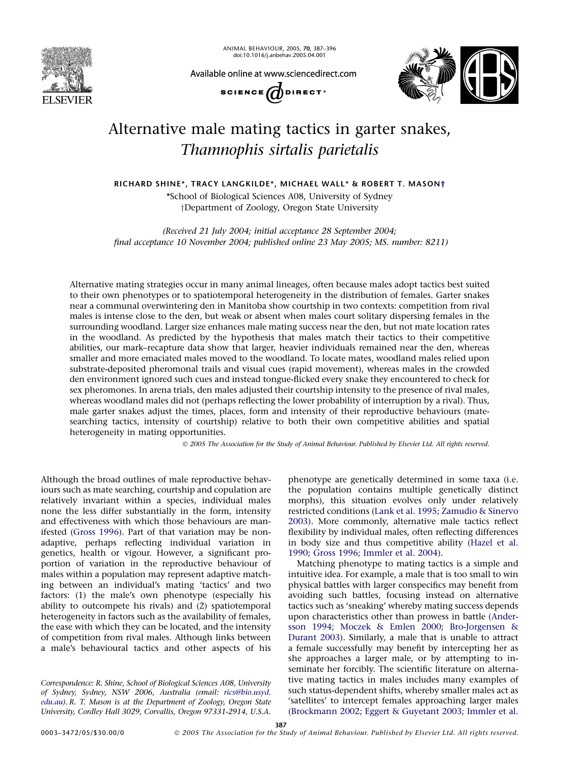# Alternative male mating tactics in garter snakes, *Thamnophis sirtalis parietalis*

**RICHARD SHINE\*, TRACY LANGKILDE\*, MICHAEL WALL\* & ROBERT T. MASON†**

\*School of Biological Sciences A08, University of Sydney
†Department of Zoology, Oregon State University

*(Received 21 July 2004; initial acceptance 28 September 2004; final acceptance 10 November 2004; published online 23 May 2005; MS. number: 8211)*

Alternative mating strategies occur in many animal lineages, often because males adopt tactics best suited to their own phenotypes or to spatiotemporal heterogeneity in the distribution of females. Garter snakes near a communal overwintering den in Manitoba show courtship in two contexts: competition from rival males is intense close to the den, but weak or absent when males court solitary dispersing females in the surrounding woodland. Larger size enhances male mating success near the den, but not mate location rates in the woodland. As predicted by the hypothesis that males match their tactics to their competitive abilities, our mark–recapture data show that larger, heavier individuals remained near the den, whereas smaller and more emaciated males moved to the woodland. To locate mates, woodland males relied upon substrate-deposited pheromonal trails and visual cues (rapid movement), whereas males in the crowded den environment ignored such cues and instead tongue-flicked every snake they encountered to check for sex pheromones. In arena trials, den males adjusted their courtship intensity to the presence of rival males, whereas woodland males did not (perhaps reflecting the lower probability of interruption by a rival). Thus, male garter snakes adjust the times, places, form and intensity of their reproductive behaviours (mate-searching tactics, intensity of courtship) relative to both their own competitive abilities and spatial heterogeneity in mating opportunities.

© 2005 The Association for the Study of Animal Behaviour. Published by Elsevier Ltd. All rights reserved.

Although the broad outlines of male reproductive behaviours such as mate searching, courtship and copulation are relatively invariant within a species, individual males none the less differ substantially in the form, intensity and effectiveness with which those behaviours are manifested (Gross 1996). Part of that variation may be nonadaptive, perhaps reflecting individual variation in genetics, health or vigour. However, a significant proportion of variation in the reproductive behaviour of males within a population may represent adaptive matching between an individual's mating 'tactics' and two factors: (1) the male's own phenotype (especially his ability to outcompete his rivals) and (2) spatiotemporal heterogeneity in factors such as the availability of females, the ease with which they can be located, and the intensity of competition from rival males. Although links between a male's behavioural tactics and other aspects of his phenotype are genetically determined in some taxa (i.e. the population contains multiple genetically distinct morphs), this situation evolves only under relatively restricted conditions (Lank et al. 1995; Zamudio & Sinervo 2003). More commonly, alternative male tactics reflect flexibility by individual males, often reflecting differences in body size and thus competitive ability (Hazel et al. 1990; Gross 1996; Immler et al. 2004).

Matching phenotype to mating tactics is a simple and intuitive idea. For example, a male that is too small to win physical battles with larger conspecifics may benefit from avoiding such battles, focusing instead on alternative tactics such as 'sneaking' whereby mating success depends upon characteristics other than prowess in battle (Andersson 1994; Moczek & Emlen 2000; Bro-Jorgensen & Durant 2003). Similarly, a male that is unable to attract a female successfully may benefit by intercepting her as she approaches a larger male, or by attempting to inseminate her forcibly. The scientific literature on alternative mating tactics in males includes many examples of such status-dependent shifts, whereby smaller males act as 'satellites' to intercept females approaching larger males (Brockmann 2002; Eggert & Guyetant 2003; Immler et al.

*Correspondence: R. Shine, School of Biological Sciences A08, University of Sydney, Sydney, NSW 2006, Australia (email: rics@bio.usyd.edu.au). R. T. Mason is at the Department of Zoology, Oregon State University, Cordley Hall 3029, Corvallis, Oregon 97331-2914, U.S.A.*

0003–3472/05/$30.00/0 © 2005 The Association for the Study of Animal Behaviour. Published by Elsevier Ltd. All rights reserved.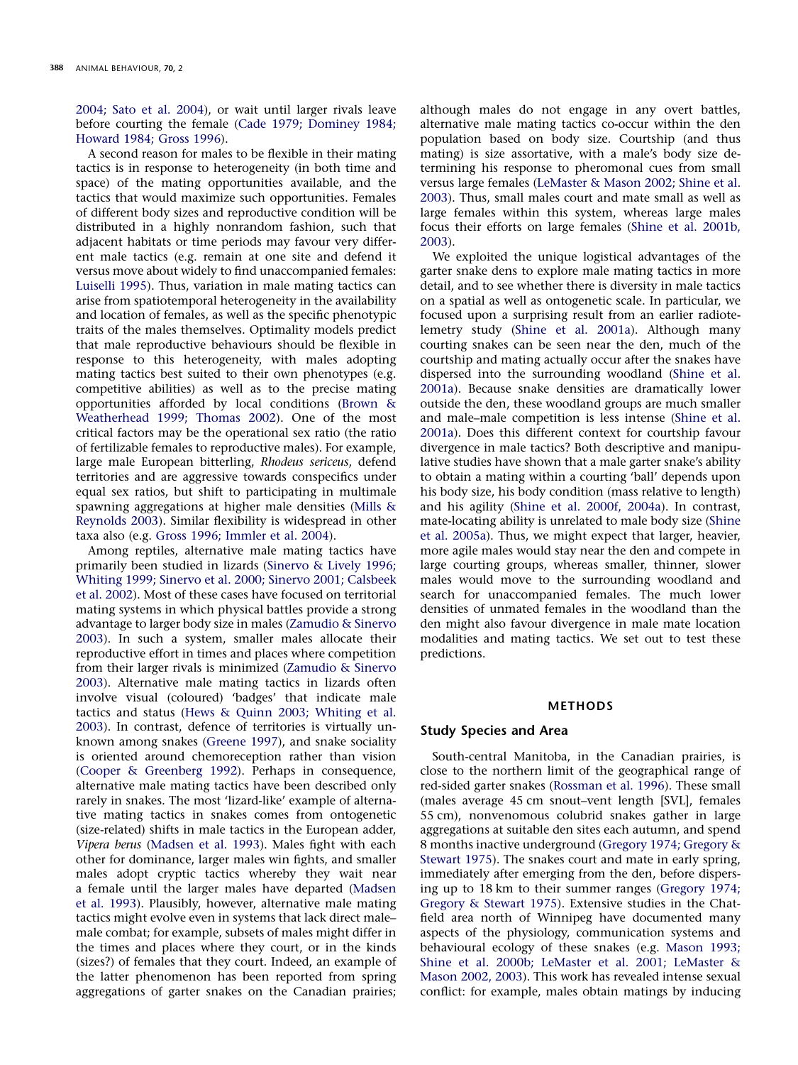2004; Sato et al. 2004), or wait until larger rivals leave before courting the female (Cade 1979; Dominey 1984; Howard 1984; Gross 1996).

A second reason for males to be flexible in their mating tactics is in response to heterogeneity (in both time and space) of the mating opportunities available, and the tactics that would maximize such opportunities. Females of different body sizes and reproductive condition will be distributed in a highly nonrandom fashion, such that adjacent habitats or time periods may favour very different male tactics (e.g. remain at one site and defend it versus move about widely to find unaccompanied females: Luiselli 1995). Thus, variation in male mating tactics can arise from spatiotemporal heterogeneity in the availability and location of females, as well as the specific phenotypic traits of the males themselves. Optimality models predict that male reproductive behaviours should be flexible in response to this heterogeneity, with males adopting mating tactics best suited to their own phenotypes (e.g. competitive abilities) as well as to the precise mating opportunities afforded by local conditions (Brown & Weatherhead 1999; Thomas 2002). One of the most critical factors may be the operational sex ratio (the ratio of fertilizable females to reproductive males). For example, large male European bitterling, *Rhodeus sericeus*, defend territories and are aggressive towards conspecifics under equal sex ratios, but shift to participating in multimale spawning aggregations at higher male densities (Mills & Reynolds 2003). Similar flexibility is widespread in other taxa also (e.g. Gross 1996; Immler et al. 2004).

Among reptiles, alternative male mating tactics have primarily been studied in lizards (Sinervo & Lively 1996; Whiting 1999; Sinervo et al. 2000; Sinervo 2001; Calsbeek et al. 2002). Most of these cases have focused on territorial mating systems in which physical battles provide a strong advantage to larger body size in males (Zamudio & Sinervo 2003). In such a system, smaller males allocate their reproductive effort in times and places where competition from their larger rivals is minimized (Zamudio & Sinervo 2003). Alternative male mating tactics in lizards often involve visual (coloured) 'badges' that indicate male tactics and status (Hews & Quinn 2003; Whiting et al. 2003). In contrast, defence of territories is virtually unknown among snakes (Greene 1997), and snake sociality is oriented around chemoreception rather than vision (Cooper & Greenberg 1992). Perhaps in consequence, alternative male mating tactics have been described only rarely in snakes. The most 'lizard-like' example of alternative mating tactics in snakes comes from ontogenetic (size-related) shifts in male tactics in the European adder, *Vipera berus* (Madsen et al. 1993). Males fight with each other for dominance, larger males win fights, and smaller males adopt cryptic tactics whereby they wait near a female until the larger males have departed (Madsen et al. 1993). Plausibly, however, alternative male mating tactics might evolve even in systems that lack direct male–male combat; for example, subsets of males might differ in the times and places where they court, or in the kinds (sizes?) of females that they court. Indeed, an example of the latter phenomenon has been reported from spring aggregations of garter snakes on the Canadian prairies; although males do not engage in any overt battles, alternative male mating tactics co-occur within the den population based on body size. Courtship (and thus mating) is size assortative, with a male's body size determining his response to pheromonal cues from small versus large females (LeMaster & Mason 2002; Shine et al. 2003). Thus, small males court and mate small as well as large females within this system, whereas large males focus their efforts on large females (Shine et al. 2001b, 2003).

We exploited the unique logistical advantages of the garter snake dens to explore male mating tactics in more detail, and to see whether there is diversity in male tactics on a spatial as well as ontogenetic scale. In particular, we focused upon a surprising result from an earlier radiotelemetry study (Shine et al. 2001a). Although many courting snakes can be seen near the den, much of the courtship and mating actually occur after the snakes have dispersed into the surrounding woodland (Shine et al. 2001a). Because snake densities are dramatically lower outside the den, these woodland groups are much smaller and male–male competition is less intense (Shine et al. 2001a). Does this different context for courtship favour divergence in male tactics? Both descriptive and manipulative studies have shown that a male garter snake's ability to obtain a mating within a courting 'ball' depends upon his body size, his body condition (mass relative to length) and his agility (Shine et al. 2000f, 2004a). In contrast, mate-locating ability is unrelated to male body size (Shine et al. 2005a). Thus, we might expect that larger, heavier, more agile males would stay near the den and compete in large courting groups, whereas smaller, thinner, slower males would move to the surrounding woodland and search for unaccompanied females. The much lower densities of unmated females in the woodland than the den might also favour divergence in male mate location modalities and mating tactics. We set out to test these predictions.

## METHODS

### Study Species and Area

South-central Manitoba, in the Canadian prairies, is close to the northern limit of the geographical range of red-sided garter snakes (Rossman et al. 1996). These small (males average 45 cm snout–vent length [SVL], females 55 cm), nonvenomous colubrid snakes gather in large aggregations at suitable den sites each autumn, and spend 8 months inactive underground (Gregory 1974; Gregory & Stewart 1975). The snakes court and mate in early spring, immediately after emerging from the den, before dispersing up to 18 km to their summer ranges (Gregory 1974; Gregory & Stewart 1975). Extensive studies in the Chatfield area north of Winnipeg have documented many aspects of the physiology, communication systems and behavioural ecology of these snakes (e.g. Mason 1993; Shine et al. 2000b; LeMaster et al. 2001; LeMaster & Mason 2002, 2003). This work has revealed intense sexual conflict: for example, males obtain matings by inducing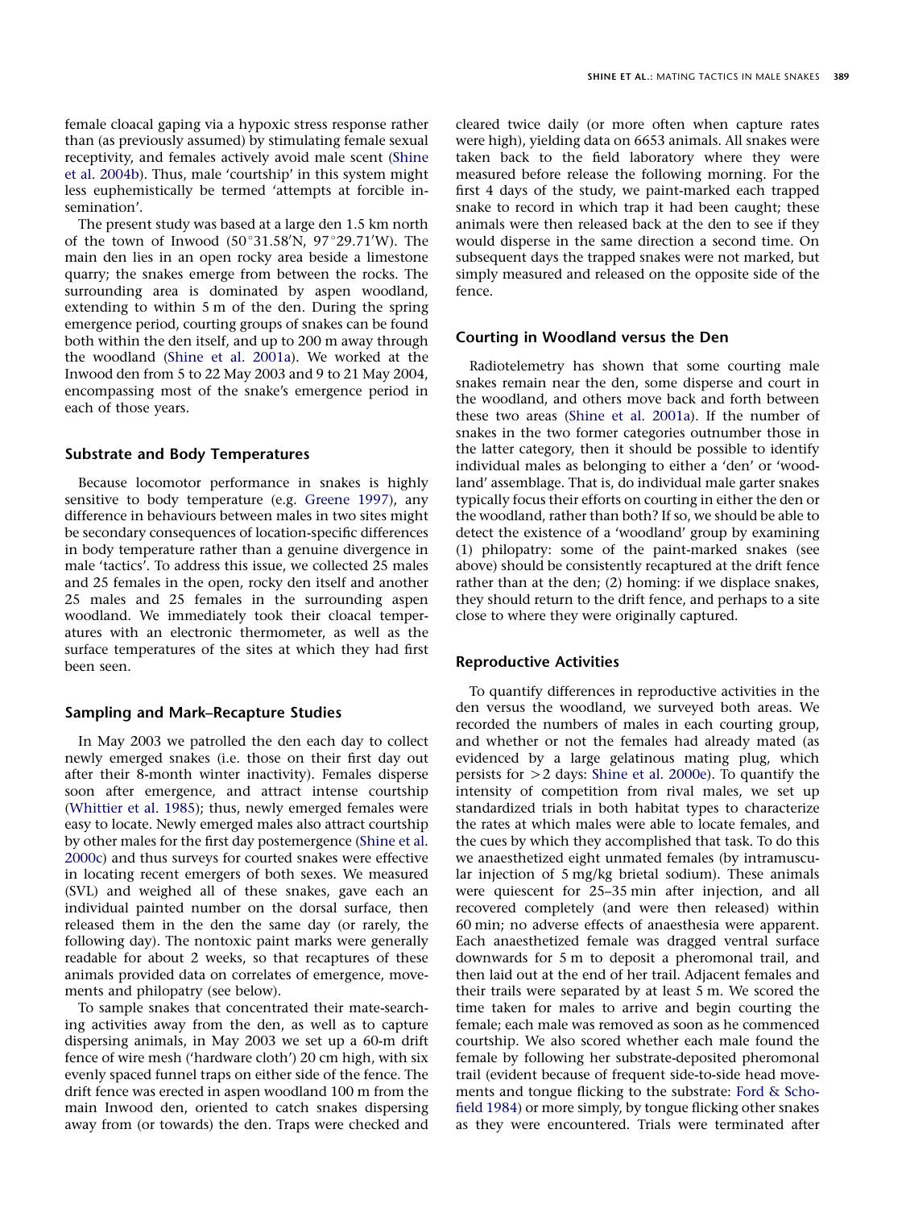female cloacal gaping via a hypoxic stress response rather than (as previously assumed) by stimulating female sexual receptivity, and females actively avoid male scent (Shine et al. 2004b). Thus, male 'courtship' in this system might less euphemistically be termed 'attempts at forcible insemination'.

The present study was based at a large den 1.5 km north of the town of Inwood (50°31.58′N, 97°29.71′W). The main den lies in an open rocky area beside a limestone quarry; the snakes emerge from between the rocks. The surrounding area is dominated by aspen woodland, extending to within 5 m of the den. During the spring emergence period, courting groups of snakes can be found both within the den itself, and up to 200 m away through the woodland (Shine et al. 2001a). We worked at the Inwood den from 5 to 22 May 2003 and 9 to 21 May 2004, encompassing most of the snake's emergence period in each of those years.

### Substrate and Body Temperatures

Because locomotor performance in snakes is highly sensitive to body temperature (e.g. Greene 1997), any difference in behaviours between males in two sites might be secondary consequences of location-specific differences in body temperature rather than a genuine divergence in male 'tactics'. To address this issue, we collected 25 males and 25 females in the open, rocky den itself and another 25 males and 25 females in the surrounding aspen woodland. We immediately took their cloacal temperatures with an electronic thermometer, as well as the surface temperatures of the sites at which they had first been seen.

### Sampling and Mark–Recapture Studies

In May 2003 we patrolled the den each day to collect newly emerged snakes (i.e. those on their first day out after their 8-month winter inactivity). Females disperse soon after emergence, and attract intense courtship (Whittier et al. 1985); thus, newly emerged females were easy to locate. Newly emerged males also attract courtship by other males for the first day postemergence (Shine et al. 2000c) and thus surveys for courted snakes were effective in locating recent emergers of both sexes. We measured (SVL) and weighed all of these snakes, gave each an individual painted number on the dorsal surface, then released them in the den the same day (or rarely, the following day). The nontoxic paint marks were generally readable for about 2 weeks, so that recaptures of these animals provided data on correlates of emergence, movements and philopatry (see below).

To sample snakes that concentrated their mate-searching activities away from the den, as well as to capture dispersing animals, in May 2003 we set up a 60-m drift fence of wire mesh ('hardware cloth') 20 cm high, with six evenly spaced funnel traps on either side of the fence. The drift fence was erected in aspen woodland 100 m from the main Inwood den, oriented to catch snakes dispersing away from (or towards) the den. Traps were checked and cleared twice daily (or more often when capture rates were high), yielding data on 6653 animals. All snakes were taken back to the field laboratory where they were measured before release the following morning. For the first 4 days of the study, we paint-marked each trapped snake to record in which trap it had been caught; these animals were then released back at the den to see if they would disperse in the same direction a second time. On subsequent days the trapped snakes were not marked, but simply measured and released on the opposite side of the fence.

### Courting in Woodland versus the Den

Radiotelemetry has shown that some courting male snakes remain near the den, some disperse and court in the woodland, and others move back and forth between these two areas (Shine et al. 2001a). If the number of snakes in the two former categories outnumber those in the latter category, then it should be possible to identify individual males as belonging to either a 'den' or 'woodland' assemblage. That is, do individual male garter snakes typically focus their efforts on courting in either the den or the woodland, rather than both? If so, we should be able to detect the existence of a 'woodland' group by examining (1) philopatry: some of the paint-marked snakes (see above) should be consistently recaptured at the drift fence rather than at the den; (2) homing: if we displace snakes, they should return to the drift fence, and perhaps to a site close to where they were originally captured.

### Reproductive Activities

To quantify differences in reproductive activities in the den versus the woodland, we surveyed both areas. We recorded the numbers of males in each courting group, and whether or not the females had already mated (as evidenced by a large gelatinous mating plug, which persists for >2 days: Shine et al. 2000e). To quantify the intensity of competition from rival males, we set up standardized trials in both habitat types to characterize the rates at which males were able to locate females, and the cues by which they accomplished that task. To do this we anaesthetized eight unmated females (by intramuscular injection of 5 mg/kg brietal sodium). These animals were quiescent for 25–35 min after injection, and all recovered completely (and were then released) within 60 min; no adverse effects of anaesthesia were apparent. Each anaesthetized female was dragged ventral surface downwards for 5 m to deposit a pheromonal trail, and then laid out at the end of her trail. Adjacent females and their trails were separated by at least 5 m. We scored the time taken for males to arrive and begin courting the female; each male was removed as soon as he commenced courtship. We also scored whether each male found the female by following her substrate-deposited pheromonal trail (evident because of frequent side-to-side head movements and tongue flicking to the substrate: Ford & Schofield 1984) or more simply, by tongue flicking other snakes as they were encountered. Trials were terminated after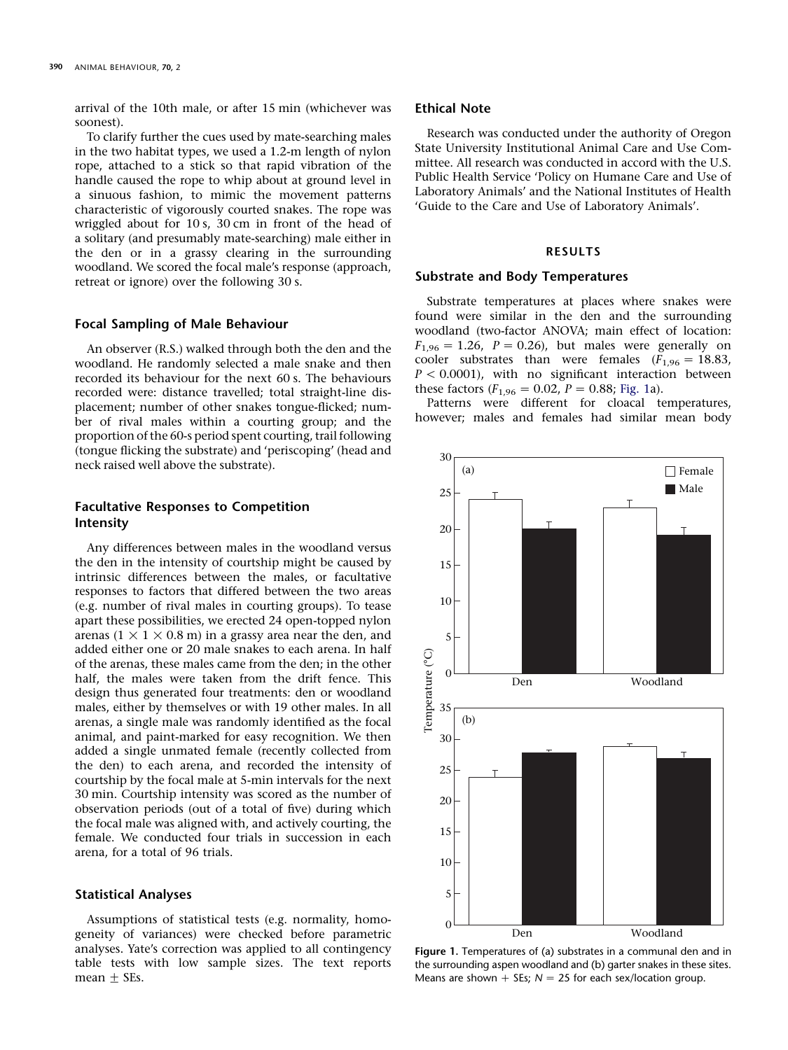arrival of the 10th male, or after 15 min (whichever was soonest).

To clarify further the cues used by mate-searching males in the two habitat types, we used a 1.2-m length of nylon rope, attached to a stick so that rapid vibration of the handle caused the rope to whip about at ground level in a sinuous fashion, to mimic the movement patterns characteristic of vigorously courted snakes. The rope was wriggled about for 10 s, 30 cm in front of the head of a solitary (and presumably mate-searching) male either in the den or in a grassy clearing in the surrounding woodland. We scored the focal male's response (approach, retreat or ignore) over the following 30 s.

### Focal Sampling of Male Behaviour

An observer (R.S.) walked through both the den and the woodland. He randomly selected a male snake and then recorded its behaviour for the next 60 s. The behaviours recorded were: distance travelled; total straight-line displacement; number of other snakes tongue-flicked; number of rival males within a courting group; and the proportion of the 60-s period spent courting, trail following (tongue flicking the substrate) and 'periscoping' (head and neck raised well above the substrate).

### Facultative Responses to Competition Intensity

Any differences between males in the woodland versus the den in the intensity of courtship might be caused by intrinsic differences between the males, or facultative responses to factors that differed between the two areas (e.g. number of rival males in courting groups). To tease apart these possibilities, we erected 24 open-topped nylon arenas (1 × 1 × 0.8 m) in a grassy area near the den, and added either one or 20 male snakes to each arena. In half of the arenas, these males came from the den; in the other half, the males were taken from the drift fence. This design thus generated four treatments: den or woodland males, either by themselves or with 19 other males. In all arenas, a single male was randomly identified as the focal animal, and paint-marked for easy recognition. We then added a single unmated female (recently collected from the den) to each arena, and recorded the intensity of courtship by the focal male at 5-min intervals for the next 30 min. Courtship intensity was scored as the number of observation periods (out of a total of five) during which the focal male was aligned with, and actively courting, the female. We conducted four trials in succession in each arena, for a total of 96 trials.

### Statistical Analyses

Assumptions of statistical tests (e.g. normality, homogeneity of variances) were checked before parametric analyses. Yate's correction was applied to all contingency table tests with low sample sizes. The text reports mean ± SEs.

### Ethical Note

Research was conducted under the authority of Oregon State University Institutional Animal Care and Use Committee. All research was conducted in accord with the U.S. Public Health Service 'Policy on Humane Care and Use of Laboratory Animals' and the National Institutes of Health 'Guide to the Care and Use of Laboratory Animals'.

## RESULTS

### Substrate and Body Temperatures

Substrate temperatures at places where snakes were found were similar in the den and the surrounding woodland (two-factor ANOVA; main effect of location: $F_{1,96} = 1.26$, $P = 0.26$), but males were generally on cooler substrates than were females ($F_{1,96} = 18.83$, $P < 0.0001$), with no significant interaction between these factors ($F_{1,96} = 0.02$, $P = 0.88$; Fig. 1a).

Patterns were different for cloacal temperatures, however; males and females had similar mean body

Figure 1. Temperatures of (a) substrates in a communal den and in the surrounding aspen woodland and (b) garter snakes in these sites. Means are shown + SEs; $N = 25$ for each sex/location group.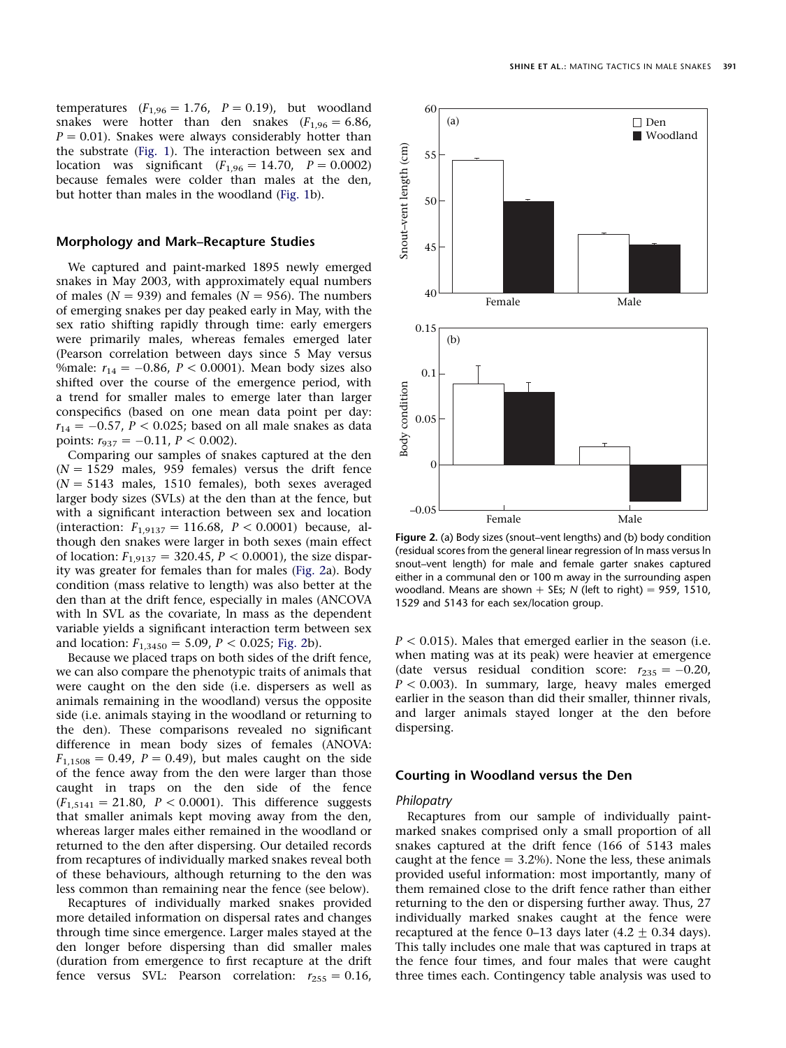temperatures ($F_{1,96} = 1.76$, $P = 0.19$), but woodland snakes were hotter than den snakes ($F_{1,96} = 6.86$, $P = 0.01$). Snakes were always considerably hotter than the substrate (Fig. 1). The interaction between sex and location was significant ($F_{1,96} = 14.70$, $P = 0.0002$) because females were colder than males at the den, but hotter than males in the woodland (Fig. 1b).

## Morphology and Mark–Recapture Studies

We captured and paint-marked 1895 newly emerged snakes in May 2003, with approximately equal numbers of males ($N = 939$) and females ($N = 956$). The numbers of emerging snakes per day peaked early in May, with the sex ratio shifting rapidly through time: early emergers were primarily males, whereas females emerged later (Pearson correlation between days since 5 May versus %male: $r_{14} = -0.86$, $P < 0.0001$). Mean body sizes also shifted over the course of the emergence period, with a trend for smaller males to emerge later than larger conspecifics (based on one mean data point per day: $r_{14} = -0.57$, $P < 0.025$; based on all male snakes as data points: $r_{937} = -0.11$, $P < 0.002$).

Comparing our samples of snakes captured at the den ($N = 1529$ males, 959 females) versus the drift fence ($N = 5143$ males, 1510 females), both sexes averaged larger body sizes (SVLs) at the den than at the fence, but with a significant interaction between sex and location (interaction: $F_{1,9137} = 116.68$, $P < 0.0001$) because, although den snakes were larger in both sexes (main effect of location: $F_{1,9137} = 320.45$, $P < 0.0001$), the size disparity was greater for females than for males (Fig. 2a). Body condition (mass relative to length) was also better at the den than at the drift fence, especially in males (ANCOVA with ln SVL as the covariate, ln mass as the dependent variable yields a significant interaction term between sex and location: $F_{1,3450} = 5.09$, $P < 0.025$; Fig. 2b).

Because we placed traps on both sides of the drift fence, we can also compare the phenotypic traits of animals that were caught on the den side (i.e. dispersers as well as animals remaining in the woodland) versus the opposite side (i.e. animals staying in the woodland or returning to the den). These comparisons revealed no significant difference in mean body sizes of females (ANOVA: $F_{1,1508} = 0.49$, $P = 0.49$), but males caught on the side of the fence away from the den were larger than those caught in traps on the den side of the fence ($F_{1,5141} = 21.80$, $P < 0.0001$). This difference suggests that smaller animals kept moving away from the den, whereas larger males either remained in the woodland or returned to the den after dispersing. Our detailed records from recaptures of individually marked snakes reveal both of these behaviours, although returning to the den was less common than remaining near the fence (see below).

Recaptures of individually marked snakes provided more detailed information on dispersal rates and changes through time since emergence. Larger males stayed at the den longer before dispersing than did smaller males (duration from emergence to first recapture at the drift fence versus SVL: Pearson correlation: $r_{255} = 0.16$, $P < 0.015$). Males that emerged earlier in the season (i.e. when mating was at its peak) were heavier at emergence (date versus residual condition score: $r_{235} = -0.20$, $P < 0.003$). In summary, large, heavy males emerged earlier in the season than did their smaller, thinner rivals, and larger animals stayed longer at the den before dispersing.

**Figure 2.** (a) Body sizes (snout–vent lengths) and (b) body condition (residual scores from the general linear regression of ln mass versus ln snout–vent length) for male and female garter snakes captured either in a communal den or 100 m away in the surrounding aspen woodland. Means are shown + SEs; $N$ (left to right) = 959, 1510, 1529 and 5143 for each sex/location group.

## Courting in Woodland versus the Den

### *Philopatry*

Recaptures from our sample of individually paint-marked snakes comprised only a small proportion of all snakes captured at the drift fence (166 of 5143 males caught at the fence = 3.2%). None the less, these animals provided useful information: most importantly, many of them remained close to the drift fence rather than either returning to the den or dispersing further away. Thus, 27 individually marked snakes caught at the fence were recaptured at the fence 0–13 days later (4.2 ± 0.34 days). This tally includes one male that was captured in traps at the fence four times, and four males that were caught three times each. Contingency table analysis was used to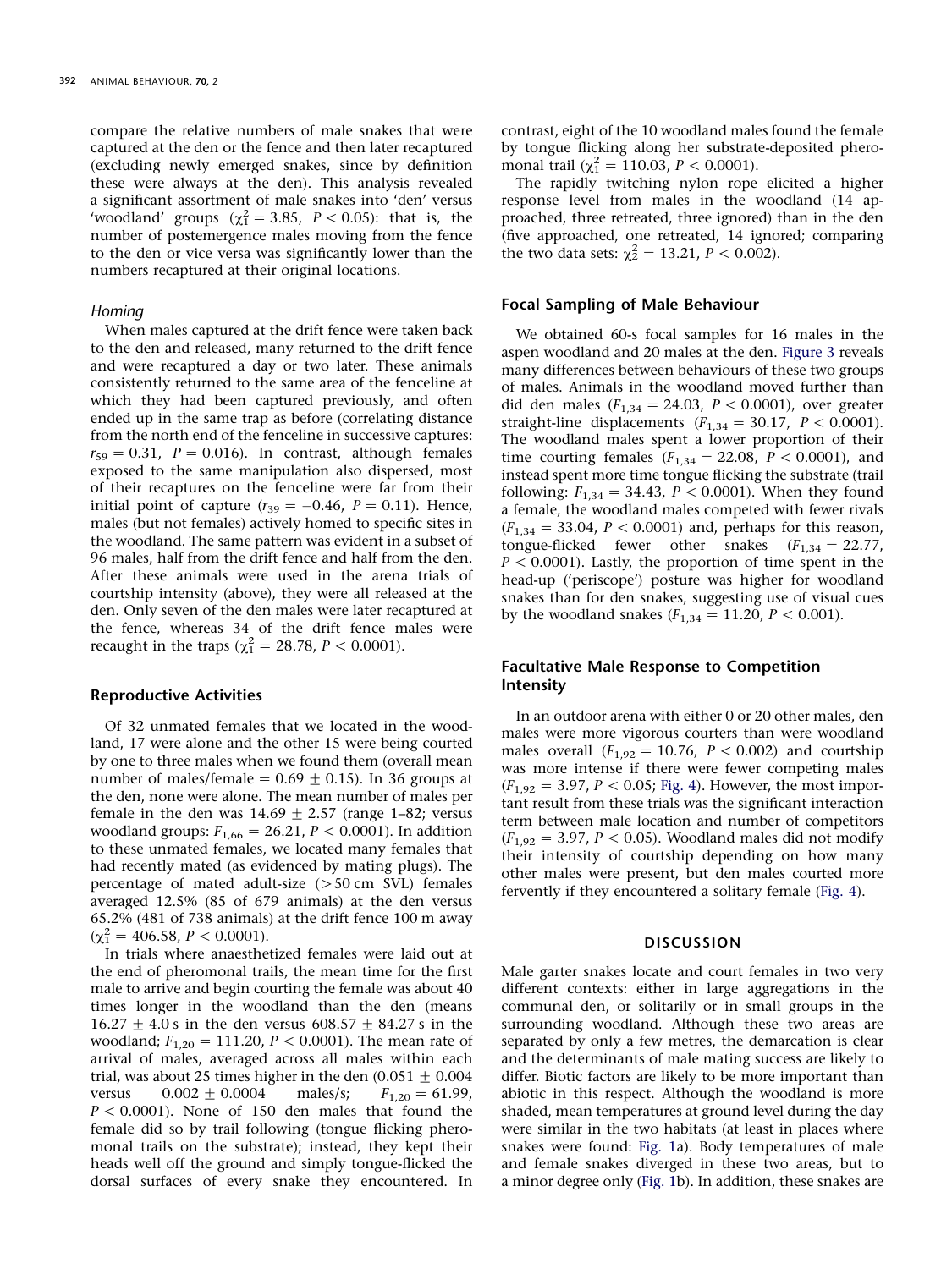compare the relative numbers of male snakes that were captured at the den or the fence and then later recaptured (excluding newly emerged snakes, since by definition these were always at the den). This analysis revealed a significant assortment of male snakes into 'den' versus 'woodland' groups ($\chi^2_1 = 3.85$, $P < 0.05$): that is, the number of postemergence males moving from the fence to the den or vice versa was significantly lower than the numbers recaptured at their original locations.

### Homing

When males captured at the drift fence were taken back to the den and released, many returned to the drift fence and were recaptured a day or two later. These animals consistently returned to the same area of the fenceline at which they had been captured previously, and often ended up in the same trap as before (correlating distance from the north end of the fenceline in successive captures: $r_{59} = 0.31$, $P = 0.016$). In contrast, although females exposed to the same manipulation also dispersed, most of their recaptures on the fenceline were far from their initial point of capture ($r_{39} = -0.46$, $P = 0.11$). Hence, males (but not females) actively homed to specific sites in the woodland. The same pattern was evident in a subset of 96 males, half from the drift fence and half from the den. After these animals were used in the arena trials of courtship intensity (above), they were all released at the den. Only seven of the den males were later recaptured at the fence, whereas 34 of the drift fence males were recaught in the traps ($\chi^2_1 = 28.78$, $P < 0.0001$).

## Reproductive Activities

Of 32 unmated females that we located in the woodland, 17 were alone and the other 15 were being courted by one to three males when we found them (overall mean number of males/female = $0.69 \pm 0.15$). In 36 groups at the den, none were alone. The mean number of males per female in the den was $14.69 \pm 2.57$ (range 1–82; versus woodland groups: $F_{1,66} = 26.21$, $P < 0.0001$). In addition to these unmated females, we located many females that had recently mated (as evidenced by mating plugs). The percentage of mated adult-size (>50 cm SVL) females averaged 12.5% (85 of 679 animals) at the den versus 65.2% (481 of 738 animals) at the drift fence 100 m away ($\chi^2_1 = 406.58$, $P < 0.0001$).

In trials where anaesthetized females were laid out at the end of pheromonal trails, the mean time for the first male to arrive and begin courting the female was about 40 times longer in the woodland than the den (means $16.27 \pm 4.0$ s in the den versus $608.57 \pm 84.27$ s in the woodland; $F_{1,20} = 111.20$, $P < 0.0001$). The mean rate of arrival of males, averaged across all males within each trial, was about 25 times higher in the den ($0.051 \pm 0.004$ versus $0.002 \pm 0.0004$ males/s; $F_{1,20} = 61.99$, $P < 0.0001$). None of 150 den males that found the female did so by trail following (tongue flicking pheromonal trails on the substrate); instead, they kept their heads well off the ground and simply tongue-flicked the dorsal surfaces of every snake they encountered. In contrast, eight of the 10 woodland males found the female by tongue flicking along her substrate-deposited pheromonal trail ($\chi^2_1 = 110.03$, $P < 0.0001$).

The rapidly twitching nylon rope elicited a higher response level from males in the woodland (14 approached, three retreated, three ignored) than in the den (five approached, one retreated, 14 ignored; comparing the two data sets: $\chi^2_2 = 13.21$, $P < 0.002$).

## Focal Sampling of Male Behaviour

We obtained 60-s focal samples for 16 males in the aspen woodland and 20 males at the den. Figure 3 reveals many differences between behaviours of these two groups of males. Animals in the woodland moved further than did den males ($F_{1,34} = 24.03$, $P < 0.0001$), over greater straight-line displacements ($F_{1,34} = 30.17$, $P < 0.0001$). The woodland males spent a lower proportion of their time courting females ($F_{1,34} = 22.08$, $P < 0.0001$), and instead spent more time tongue flicking the substrate (trail following: $F_{1,34} = 34.43$, $P < 0.0001$). When they found a female, the woodland males competed with fewer rivals ($F_{1,34} = 33.04$, $P < 0.0001$) and, perhaps for this reason, tongue-flicked fewer other snakes ($F_{1,34} = 22.77$, $P < 0.0001$). Lastly, the proportion of time spent in the head-up ('periscope') posture was higher for woodland snakes than for den snakes, suggesting use of visual cues by the woodland snakes ($F_{1,34} = 11.20$, $P < 0.001$).

## Facultative Male Response to Competition Intensity

In an outdoor arena with either 0 or 20 other males, den males were more vigorous courters than were woodland males overall ($F_{1,92} = 10.76$, $P < 0.002$) and courtship was more intense if there were fewer competing males ($F_{1,92} = 3.97$, $P < 0.05$; Fig. 4). However, the most important result from these trials was the significant interaction term between male location and number of competitors ($F_{1,92} = 3.97$, $P < 0.05$). Woodland males did not modify their intensity of courtship depending on how many other males were present, but den males courted more fervently if they encountered a solitary female (Fig. 4).

# DISCUSSION

Male garter snakes locate and court females in two very different contexts: either in large aggregations in the communal den, or solitarily or in small groups in the surrounding woodland. Although these two areas are separated by only a few metres, the demarcation is clear and the determinants of male mating success are likely to differ. Biotic factors are likely to be more important than abiotic in this respect. Although the woodland is more shaded, mean temperatures at ground level during the day were similar in the two habitats (at least in places where snakes were found: Fig. 1a). Body temperatures of male and female snakes diverged in these two areas, but to a minor degree only (Fig. 1b). In addition, these snakes are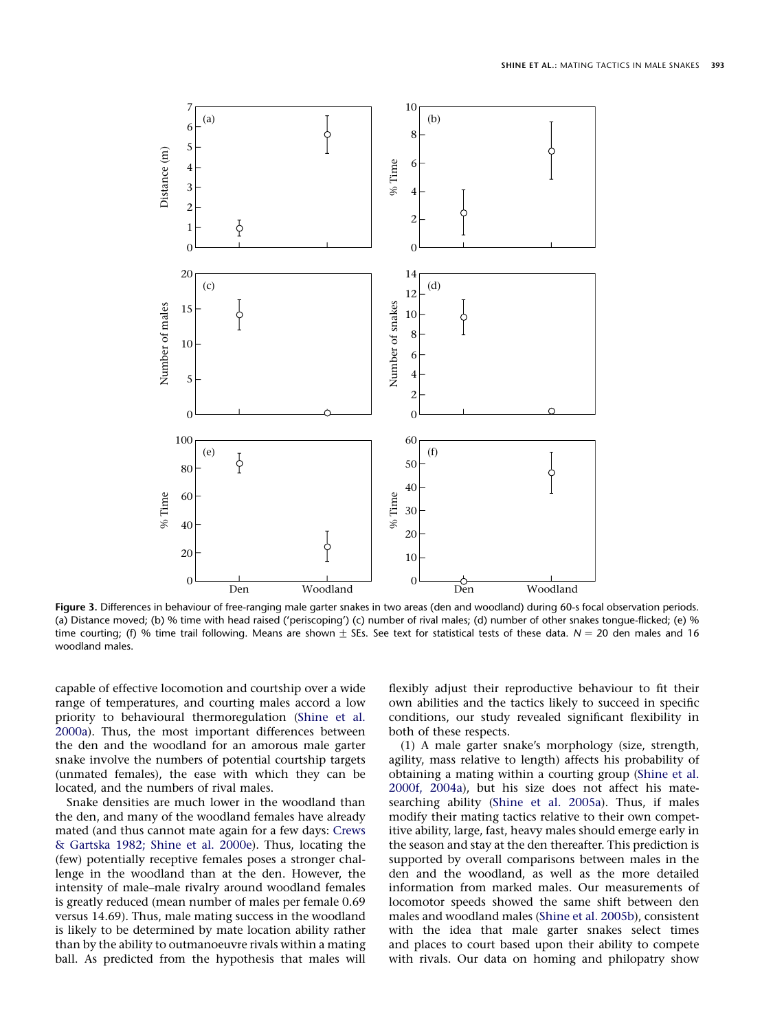Figure 3. Differences in behaviour of free-ranging male garter snakes in two areas (den and woodland) during 60-s focal observation periods. (a) Distance moved; (b) % time with head raised ('periscoping') (c) number of rival males; (d) number of other snakes tongue-flicked; (e) % time courting; (f) % time trail following. Means are shown ± SEs. See text for statistical tests of these data. $N = 20$ den males and 16 woodland males.

capable of effective locomotion and courtship over a wide range of temperatures, and courting males accord a low priority to behavioural thermoregulation (Shine et al. 2000a). Thus, the most important differences between the den and the woodland for an amorous male garter snake involve the numbers of potential courtship targets (unmated females), the ease with which they can be located, and the numbers of rival males.

Snake densities are much lower in the woodland than the den, and many of the woodland females have already mated (and thus cannot mate again for a few days: Crews & Gartska 1982; Shine et al. 2000e). Thus, locating the (few) potentially receptive females poses a stronger challenge in the woodland than at the den. However, the intensity of male–male rivalry around woodland females is greatly reduced (mean number of males per female 0.69 versus 14.69). Thus, male mating success in the woodland is likely to be determined by mate location ability rather than by the ability to outmanoeuvre rivals within a mating ball. As predicted from the hypothesis that males will flexibly adjust their reproductive behaviour to fit their own abilities and the tactics likely to succeed in specific conditions, our study revealed significant flexibility in both of these respects.

(1) A male garter snake's morphology (size, strength, agility, mass relative to length) affects his probability of obtaining a mating within a courting group (Shine et al. 2000f, 2004a), but his size does not affect his mate-searching ability (Shine et al. 2005a). Thus, if males modify their mating tactics relative to their own competitive ability, large, fast, heavy males should emerge early in the season and stay at the den thereafter. This prediction is supported by overall comparisons between males in the den and the woodland, as well as the more detailed information from marked males. Our measurements of locomotor speeds showed the same shift between den males and woodland males (Shine et al. 2005b), consistent with the idea that male garter snakes select times and places to court based upon their ability to compete with rivals. Our data on homing and philopatry show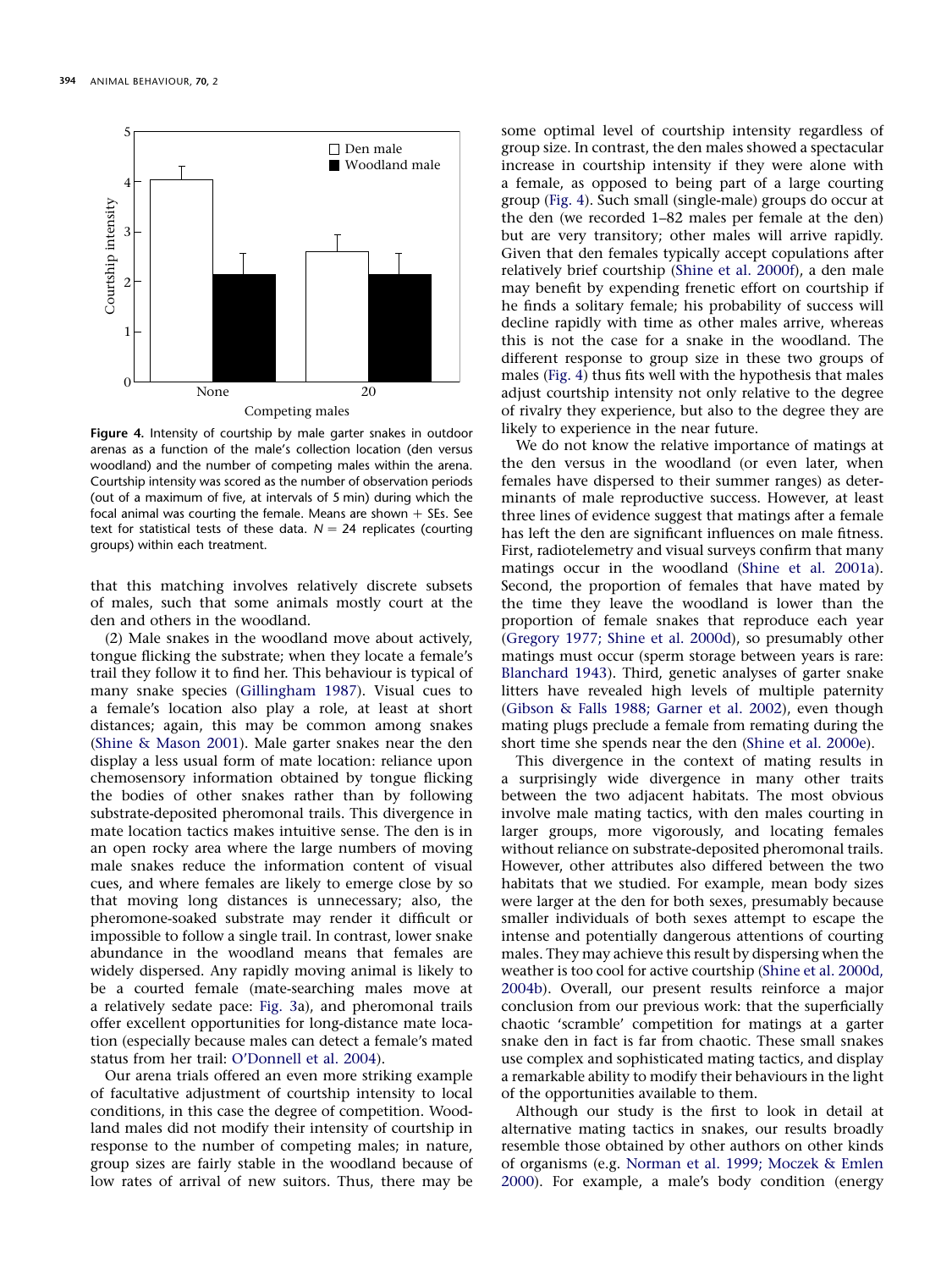5

4

3

2

1

0

Courtship intensity

□ Den male
■ Woodland male

None

20

Competing males

**Figure 4.** Intensity of courtship by male garter snakes in outdoor arenas as a function of the male's collection location (den versus woodland) and the number of competing males within the arena. Courtship intensity was scored as the number of observation periods (out of a maximum of five, at intervals of 5 min) during which the focal animal was courting the female. Means are shown + SEs. See text for statistical tests of these data. $N = 24$ replicates (courting groups) within each treatment.

that this matching involves relatively discrete subsets of males, such that some animals mostly court at the den and others in the woodland.

(2) Male snakes in the woodland move about actively, tongue flicking the substrate; when they locate a female's trail they follow it to find her. This behaviour is typical of many snake species (Gillingham 1987). Visual cues to a female's location also play a role, at least at short distances; again, this may be common among snakes (Shine & Mason 2001). Male garter snakes near the den display a less usual form of mate location: reliance upon chemosensory information obtained by tongue flicking the bodies of other snakes rather than by following substrate-deposited pheromonal trails. This divergence in mate location tactics makes intuitive sense. The den is in an open rocky area where the large numbers of moving male snakes reduce the information content of visual cues, and where females are likely to emerge close by so that moving long distances is unnecessary; also, the pheromone-soaked substrate may render it difficult or impossible to follow a single trail. In contrast, lower snake abundance in the woodland means that females are widely dispersed. Any rapidly moving animal is likely to be a courted female (mate-searching males move at a relatively sedate pace: Fig. 3a), and pheromonal trails offer excellent opportunities for long-distance mate location (especially because males can detect a female's mated status from her trail: O'Donnell et al. 2004).

Our arena trials offered an even more striking example of facultative adjustment of courtship intensity to local conditions, in this case the degree of competition. Woodland males did not modify their intensity of courtship in response to the number of competing males; in nature, group sizes are fairly stable in the woodland because of low rates of arrival of new suitors. Thus, there may be some optimal level of courtship intensity regardless of group size. In contrast, the den males showed a spectacular increase in courtship intensity if they were alone with a female, as opposed to being part of a large courting group (Fig. 4). Such small (single-male) groups do occur at the den (we recorded 1–82 males per female at the den) but are very transitory; other males will arrive rapidly. Given that den females typically accept copulations after relatively brief courtship (Shine et al. 2000f), a den male may benefit by expending frenetic effort on courtship if he finds a solitary female; his probability of success will decline rapidly with time as other males arrive, whereas this is not the case for a snake in the woodland. The different response to group size in these two groups of males (Fig. 4) thus fits well with the hypothesis that males adjust courtship intensity not only relative to the degree of rivalry they experience, but also to the degree they are likely to experience in the near future.

We do not know the relative importance of matings at the den versus in the woodland (or even later, when females have dispersed to their summer ranges) as determinants of male reproductive success. However, at least three lines of evidence suggest that matings after a female has left the den are significant influences on male fitness. First, radiotelemetry and visual surveys confirm that many matings occur in the woodland (Shine et al. 2001a). Second, the proportion of females that have mated by the time they leave the woodland is lower than the proportion of female snakes that reproduce each year (Gregory 1977; Shine et al. 2000d), so presumably other matings must occur (sperm storage between years is rare: Blanchard 1943). Third, genetic analyses of garter snake litters have revealed high levels of multiple paternity (Gibson & Falls 1988; Garner et al. 2002), even though mating plugs preclude a female from remating during the short time she spends near the den (Shine et al. 2000e).

This divergence in the context of mating results in a surprisingly wide divergence in many other traits between the two adjacent habitats. The most obvious involve male mating tactics, with den males courting in larger groups, more vigorously, and locating females without reliance on substrate-deposited pheromonal trails. However, other attributes also differed between the two habitats that we studied. For example, mean body sizes were larger at the den for both sexes, presumably because smaller individuals of both sexes attempt to escape the intense and potentially dangerous attentions of courting males. They may achieve this result by dispersing when the weather is too cool for active courtship (Shine et al. 2000d, 2004b). Overall, our present results reinforce a major conclusion from our previous work: that the superficially chaotic 'scramble' competition for matings at a garter snake den in fact is far from chaotic. These small snakes use complex and sophisticated mating tactics, and display a remarkable ability to modify their behaviours in the light of the opportunities available to them.

Although our study is the first to look in detail at alternative mating tactics in snakes, our results broadly resemble those obtained by other authors on other kinds of organisms (e.g. Norman et al. 1999; Moczek & Emlen 2000). For example, a male's body condition (energy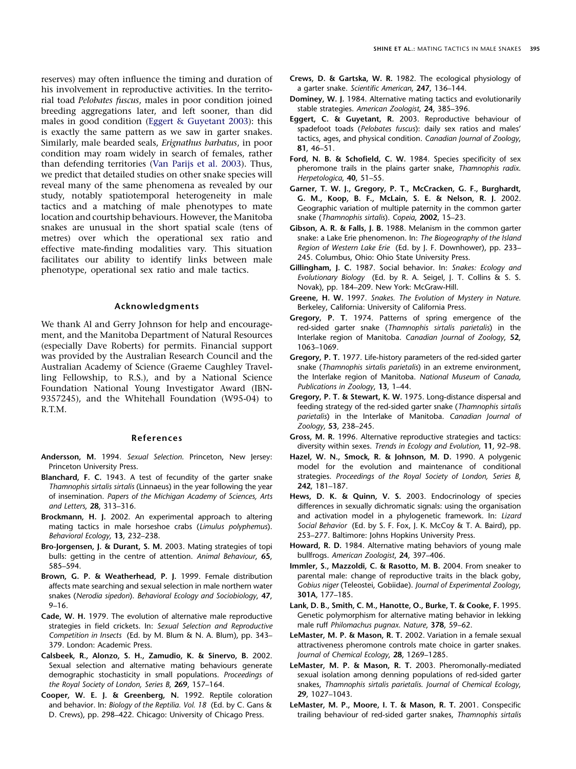reserves) may often influence the timing and duration of his involvement in reproductive activities. In the territorial toad *Pelobates fuscus*, males in poor condition joined breeding aggregations later, and left sooner, than did males in good condition (Eggert & Guyetant 2003): this is exactly the same pattern as we saw in garter snakes. Similarly, male bearded seals, *Erignathus barbatus*, in poor condition may roam widely in search of females, rather than defending territories (Van Parijs et al. 2003). Thus, we predict that detailed studies on other snake species will reveal many of the same phenomena as revealed by our study, notably spatiotemporal heterogeneity in male tactics and a matching of male phenotypes to mate location and courtship behaviours. However, the Manitoba snakes are unusual in the short spatial scale (tens of metres) over which the operational sex ratio and effective mate-finding modalities vary. This situation facilitates our ability to identify links between male phenotype, operational sex ratio and male tactics.

## Acknowledgments

We thank Al and Gerry Johnson for help and encouragement, and the Manitoba Department of Natural Resources (especially Dave Roberts) for permits. Financial support was provided by the Australian Research Council and the Australian Academy of Science (Graeme Caughley Travelling Fellowship, to R.S.), and by a National Science Foundation National Young Investigator Award (IBN-9357245), and the Whitehall Foundation (W95-04) to R.T.M.

## References

**Andersson, M.** 1994. *Sexual Selection.* Princeton, New Jersey: Princeton University Press.

**Blanchard, F. C.** 1943. A test of fecundity of the garter snake *Thamnophis sirtalis sirtalis* (Linnaeus) in the year following the year of insemination. *Papers of the Michigan Academy of Sciences, Arts and Letters*, **28**, 313–316.

**Brockmann, H. J.** 2002. An experimental approach to altering mating tactics in male horseshoe crabs (*Limulus polyphemus*). *Behavioral Ecology*, **13**, 232–238.

**Bro-Jorgensen, J. & Durant, S. M.** 2003. Mating strategies of topi bulls: getting in the centre of attention. *Animal Behaviour*, **65**, 585–594.

**Brown, G. P. & Weatherhead, P. J.** 1999. Female distribution affects mate searching and sexual selection in male northern water snakes (*Nerodia sipedon*). *Behavioral Ecology and Sociobiology*, **47**, 9–16.

**Cade, W. H.** 1979. The evolution of alternative male reproductive strategies in field crickets. In: *Sexual Selection and Reproductive Competition in Insects* (Ed. by M. Blum & N. A. Blum), pp. 343–379. London: Academic Press.

**Calsbeek, R., Alonzo, S. H., Zamudio, K. & Sinervo, B.** 2002. Sexual selection and alternative mating behaviours generate demographic stochasticity in small populations. *Proceedings of the Royal Society of London, Series B*, **269**, 157–164.

**Cooper, W. E. J. & Greenberg, N.** 1992. Reptile coloration and behavior. In: *Biology of the Reptilia. Vol. 18* (Ed. by C. Gans & D. Crews), pp. 298–422. Chicago: University of Chicago Press.

**Crews, D. & Gartska, W. R.** 1982. The ecological physiology of a garter snake. *Scientific American*, **247**, 136–144.

**Dominey, W. J.** 1984. Alternative mating tactics and evolutionarily stable strategies. *American Zoologist*, **24**, 385–396.

**Eggert, C. & Guyetant, R.** 2003. Reproductive behaviour of spadefoot toads (*Pelobates fuscus*): daily sex ratios and males' tactics, ages, and physical condition. *Canadian Journal of Zoology*, **81**, 46–51.

**Ford, N. B. & Schofield, C. W.** 1984. Species specificity of sex pheromone trails in the plains garter snake, *Thamnophis radix*. *Herpetologica*, **40**, 51–55.

**Garner, T. W. J., Gregory, P. T., McCracken, G. F., Burghardt, G. M., Koop, B. F., McLain, S. E. & Nelson, R. J.** 2002. Geographic variation of multiple paternity in the common garter snake (*Thamnophis sirtalis*). *Copeia*, **2002**, 15–23.

**Gibson, A. R. & Falls, J. B.** 1988. Melanism in the common garter snake: a Lake Erie phenomenon. In: *The Biogeography of the Island Region of Western Lake Erie* (Ed. by J. F. Downhower), pp. 233–245. Columbus, Ohio: Ohio State University Press.

**Gillingham, J. C.** 1987. Social behavior. In: *Snakes: Ecology and Evolutionary Biology* (Ed. by R. A. Seigel, J. T. Collins & S. S. Novak), pp. 184–209. New York: McGraw-Hill.

**Greene, H. W.** 1997. *Snakes. The Evolution of Mystery in Nature.* Berkeley, California: University of California Press.

**Gregory, P. T.** 1974. Patterns of spring emergence of the red-sided garter snake (*Thamnophis sirtalis parietalis*) in the Interlake region of Manitoba. *Canadian Journal of Zoology*, **52**, 1063–1069.

**Gregory, P. T.** 1977. Life-history parameters of the red-sided garter snake (*Thamnophis sirtalis parietalis*) in an extreme environment, the Interlake region of Manitoba. *National Museum of Canada, Publications in Zoology*, **13**, 1–44.

**Gregory, P. T. & Stewart, K. W.** 1975. Long-distance dispersal and feeding strategy of the red-sided garter snake (*Thamnophis sirtalis parietalis*) in the Interlake of Manitoba. *Canadian Journal of Zoology*, **53**, 238–245.

**Gross, M. R.** 1996. Alternative reproductive strategies and tactics: diversity within sexes. *Trends in Ecology and Evolution*, **11**, 92–98.

**Hazel, W. N., Smock, R. & Johnson, M. D.** 1990. A polygenic model for the evolution and maintenance of conditional strategies. *Proceedings of the Royal Society of London, Series B*, **242**, 181–187.

**Hews, D. K. & Quinn, V. S.** 2003. Endocrinology of species differences in sexually dichromatic signals: using the organisation and activation model in a phylogenetic framework. In: *Lizard Social Behavior* (Ed. by S. F. Fox, J. K. McCoy & T. A. Baird), pp. 253–277. Baltimore: Johns Hopkins University Press.

**Howard, R. D.** 1984. Alternative mating behaviors of young male bullfrogs. *American Zoologist*, **24**, 397–406.

**Immler, S., Mazzoldi, C. & Rasotto, M. B.** 2004. From sneaker to parental male: change of reproductive traits in the black goby, *Gobius niger* (Teleostei, Gobiidae). *Journal of Experimental Zoology*, **301A**, 177–185.

**Lank, D. B., Smith, C. M., Hanotte, O., Burke, T. & Cooke, F.** 1995. Genetic polymorphism for alternative mating behavior in lekking male ruff *Philomachus pugnax*. *Nature*, **378**, 59–62.

**LeMaster, M. P. & Mason, R. T.** 2002. Variation in a female sexual attractiveness pheromone controls mate choice in garter snakes. *Journal of Chemical Ecology*, **28**, 1269–1285.

**LeMaster, M. P. & Mason, R. T.** 2003. Pheromonally-mediated sexual isolation among denning populations of red-sided garter snakes, *Thamnophis sirtalis parietalis*. *Journal of Chemical Ecology*, **29**, 1027–1043.

**LeMaster, M. P., Moore, I. T. & Mason, R. T.** 2001. Conspecific trailing behaviour of red-sided garter snakes, *Thamnophis sirtalis*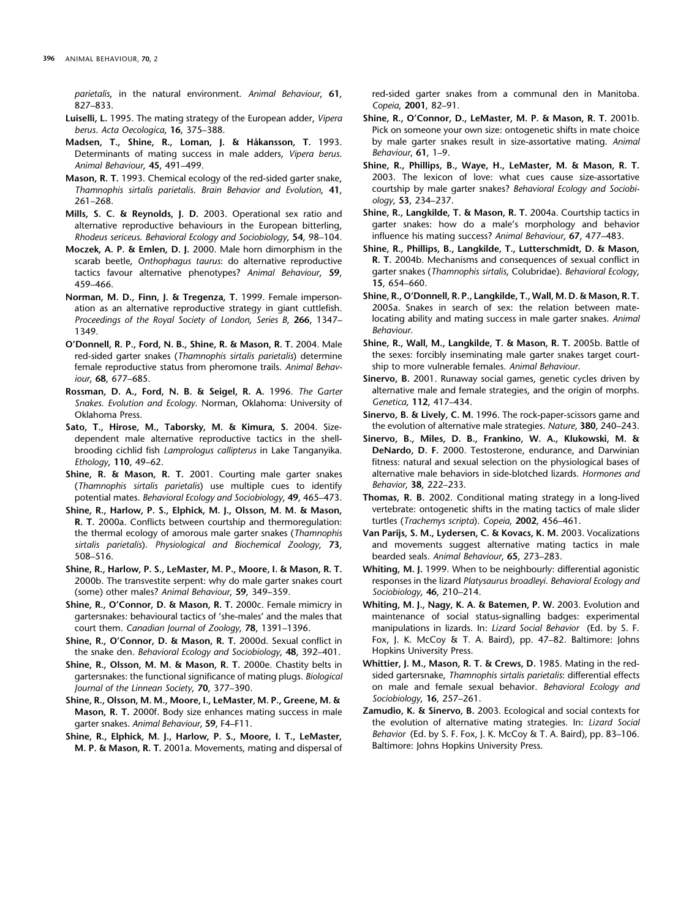*parietalis*, in the natural environment. *Animal Behaviour*, **61**, 827–833.

**Luiselli, L.** 1995. The mating strategy of the European adder, *Vipera berus*. *Acta Oecologica*, **16**, 375–388.

**Madsen, T., Shine, R., Loman, J. & Håkansson, T.** 1993. Determinants of mating success in male adders, *Vipera berus*. *Animal Behaviour*, **45**, 491–499.

**Mason, R. T.** 1993. Chemical ecology of the red-sided garter snake, *Thamnophis sirtalis parietalis*. *Brain Behavior and Evolution*, **41**, 261–268.

**Mills, S. C. & Reynolds, J. D.** 2003. Operational sex ratio and alternative reproductive behaviours in the European bitterling, *Rhodeus sericeus*. *Behavioral Ecology and Sociobiology*, **54**, 98–104.

**Moczek, A. P. & Emlen, D. J.** 2000. Male horn dimorphism in the scarab beetle, *Onthophagus taurus*: do alternative reproductive tactics favour alternative phenotypes? *Animal Behaviour*, **59**, 459–466.

**Norman, M. D., Finn, J. & Tregenza, T.** 1999. Female impersonation as an alternative reproductive strategy in giant cuttlefish. *Proceedings of the Royal Society of London, Series B*, **266**, 1347–1349.

**O'Donnell, R. P., Ford, N. B., Shine, R. & Mason, R. T.** 2004. Male red-sided garter snakes (*Thamnophis sirtalis parietalis*) determine female reproductive status from pheromone trails. *Animal Behaviour*, **68**, 677–685.

**Rossman, D. A., Ford, N. B. & Seigel, R. A.** 1996. *The Garter Snakes. Evolution and Ecology*. Norman, Oklahoma: University of Oklahoma Press.

**Sato, T., Hirose, M., Taborsky, M. & Kimura, S.** 2004. Size-dependent male alternative reproductive tactics in the shell-brooding cichlid fish *Lamprologus callipterus* in Lake Tanganyika. *Ethology*, **110**, 49–62.

**Shine, R. & Mason, R. T.** 2001. Courting male garter snakes (*Thamnophis sirtalis parietalis*) use multiple cues to identify potential mates. *Behavioral Ecology and Sociobiology*, **49**, 465–473.

**Shine, R., Harlow, P. S., Elphick, M. J., Olsson, M. M. & Mason, R. T.** 2000a. Conflicts between courtship and thermoregulation: the thermal ecology of amorous male garter snakes (*Thamnophis sirtalis parietalis*). *Physiological and Biochemical Zoology*, **73**, 508–516.

**Shine, R., Harlow, P. S., LeMaster, M. P., Moore, I. & Mason, R. T.** 2000b. The transvestite serpent: why do male garter snakes court (some) other males? *Animal Behaviour*, **59**, 349–359.

**Shine, R., O'Connor, D. & Mason, R. T.** 2000c. Female mimicry in gartersnakes: behavioural tactics of 'she-males' and the males that court them. *Canadian Journal of Zoology*, **78**, 1391–1396.

**Shine, R., O'Connor, D. & Mason, R. T.** 2000d. Sexual conflict in the snake den. *Behavioral Ecology and Sociobiology*, **48**, 392–401.

**Shine, R., Olsson, M. M. & Mason, R. T.** 2000e. Chastity belts in gartersnakes: the functional significance of mating plugs. *Biological Journal of the Linnean Society*, **70**, 377–390.

**Shine, R., Olsson, M. M., Moore, I., LeMaster, M. P., Greene, M. & Mason, R. T.** 2000f. Body size enhances mating success in male garter snakes. *Animal Behaviour*, **59**, F4–F11.

**Shine, R., Elphick, M. J., Harlow, P. S., Moore, I. T., LeMaster, M. P. & Mason, R. T.** 2001a. Movements, mating and dispersal of red-sided garter snakes from a communal den in Manitoba. *Copeia*, **2001**, 82–91.

**Shine, R., O'Connor, D., LeMaster, M. P. & Mason, R. T.** 2001b. Pick on someone your own size: ontogenetic shifts in mate choice by male garter snakes result in size-assortative mating. *Animal Behaviour*, **61**, 1–9.

**Shine, R., Phillips, B., Waye, H., LeMaster, M. & Mason, R. T.** 2003. The lexicon of love: what cues cause size-assortative courtship by male garter snakes? *Behavioral Ecology and Sociobiology*, **53**, 234–237.

**Shine, R., Langkilde, T. & Mason, R. T.** 2004a. Courtship tactics in garter snakes: how do a male's morphology and behavior influence his mating success? *Animal Behaviour*, **67**, 477–483.

**Shine, R., Phillips, B., Langkilde, T., Lutterschmidt, D. & Mason, R. T.** 2004b. Mechanisms and consequences of sexual conflict in garter snakes (*Thamnophis sirtalis*, Colubridae). *Behavioral Ecology*, **15**, 654–660.

**Shine, R., O'Donnell, R. P., Langkilde, T., Wall, M. D. & Mason, R. T.** 2005a. Snakes in search of sex: the relation between mate-locating ability and mating success in male garter snakes. *Animal Behaviour*.

**Shine, R., Wall, M., Langkilde, T. & Mason, R. T.** 2005b. Battle of the sexes: forcibly inseminating male garter snakes target courtship to more vulnerable females. *Animal Behaviour*.

**Sinervo, B.** 2001. Runaway social games, genetic cycles driven by alternative male and female strategies, and the origin of morphs. *Genetica*, **112**, 417–434.

**Sinervo, B. & Lively, C. M.** 1996. The rock-paper-scissors game and the evolution of alternative male strategies. *Nature*, **380**, 240–243.

**Sinervo, B., Miles, D. B., Frankino, W. A., Klukowski, M. & DeNardo, D. F.** 2000. Testosterone, endurance, and Darwinian fitness: natural and sexual selection on the physiological bases of alternative male behaviors in side-blotched lizards. *Hormones and Behavior*, **38**, 222–233.

**Thomas, R. B.** 2002. Conditional mating strategy in a long-lived vertebrate: ontogenetic shifts in the mating tactics of male slider turtles (*Trachemys scripta*). *Copeia*, **2002**, 456–461.

**Van Parijs, S. M., Lydersen, C. & Kovacs, K. M.** 2003. Vocalizations and movements suggest alternative mating tactics in male bearded seals. *Animal Behaviour*, **65**, 273–283.

**Whiting, M. J.** 1999. When to be neighbourly: differential agonistic responses in the lizard *Platysaurus broadleyi*. *Behavioral Ecology and Sociobiology*, **46**, 210–214.

**Whiting, M. J., Nagy, K. A. & Batemen, P. W.** 2003. Evolution and maintenance of social status-signalling badges: experimental manipulations in lizards. In: *Lizard Social Behavior* (Ed. by S. F. Fox, J. K. McCoy & T. A. Baird), pp. 47–82. Baltimore: Johns Hopkins University Press.

**Whittier, J. M., Mason, R. T. & Crews, D.** 1985. Mating in the red-sided gartersnake, *Thamnophis sirtalis parietalis*: differential effects on male and female sexual behavior. *Behavioral Ecology and Sociobiology*, **16**, 257–261.

**Zamudio, K. & Sinervo, B.** 2003. Ecological and social contexts for the evolution of alternative mating strategies. In: *Lizard Social Behavior* (Ed. by S. F. Fox, J. K. McCoy & T. A. Baird), pp. 83–106. Baltimore: Johns Hopkins University Press.